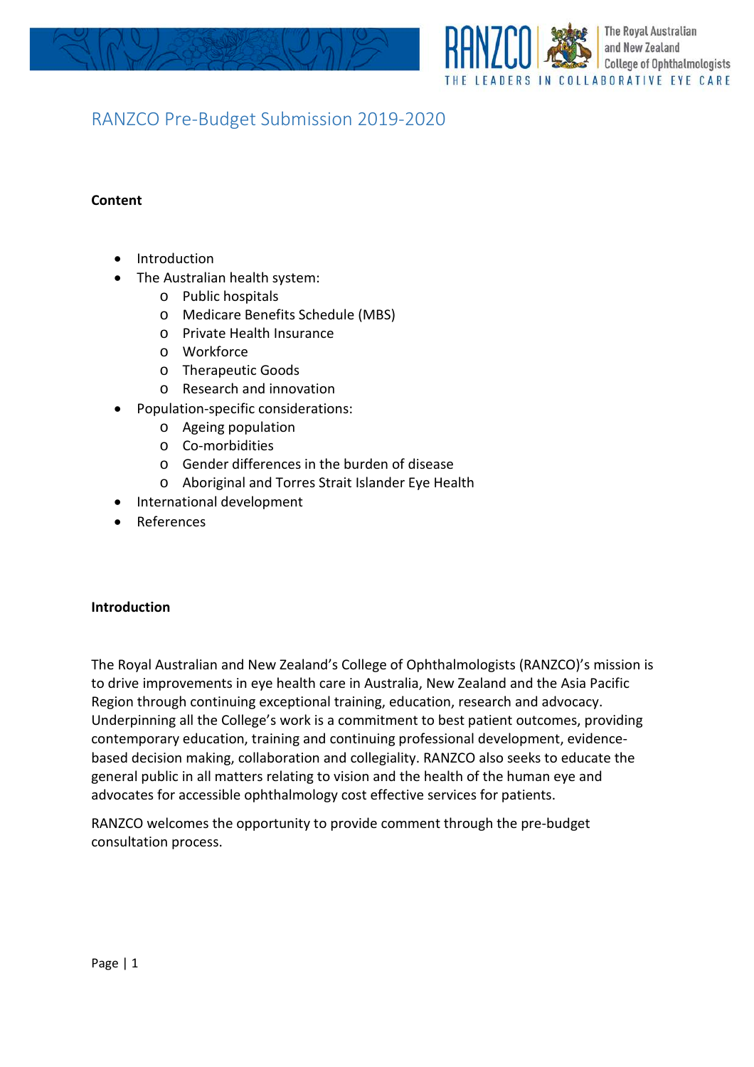# RANZCO Pre-Budget Submission 2019-2020

**Content**

- Introduction
- The Australian health system:
  - Public hospitals
  - Medicare Benefits Schedule (MBS)
  - Private Health Insurance
  - Workforce
  - Therapeutic Goods
  - Research and innovation
- Population-specific considerations:
  - Ageing population
  - Co-morbidities
  - Gender differences in the burden of disease
  - Aboriginal and Torres Strait Islander Eye Health
- International development
- References

**Introduction**

The Royal Australian and New Zealand's College of Ophthalmologists (RANZCO)'s mission is to drive improvements in eye health care in Australia, New Zealand and the Asia Pacific Region through continuing exceptional training, education, research and advocacy. Underpinning all the College's work is a commitment to best patient outcomes, providing contemporary education, training and continuing professional development, evidence-based decision making, collaboration and collegiality. RANZCO also seeks to educate the general public in all matters relating to vision and the health of the human eye and advocates for accessible ophthalmology cost effective services for patients.

RANZCO welcomes the opportunity to provide comment through the pre-budget consultation process.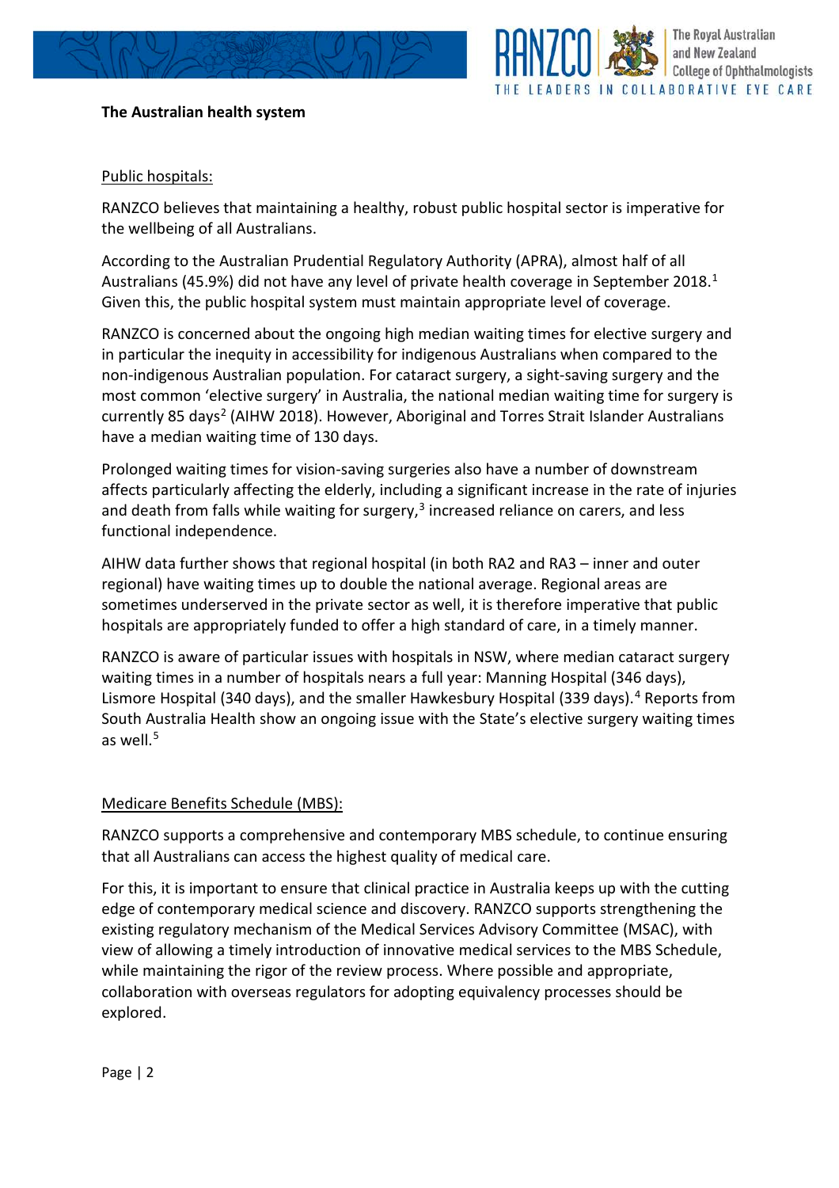**The Australian health system**

Public hospitals:

RANZCO believes that maintaining a healthy, robust public hospital sector is imperative for the wellbeing of all Australians.

According to the Australian Prudential Regulatory Authority (APRA), almost half of all Australians (45.9%) did not have any level of private health coverage in September 2018.[1] Given this, the public hospital system must maintain appropriate level of coverage.

RANZCO is concerned about the ongoing high median waiting times for elective surgery and in particular the inequity in accessibility for indigenous Australians when compared to the non-indigenous Australian population. For cataract surgery, a sight-saving surgery and the most common 'elective surgery' in Australia, the national median waiting time for surgery is currently 85 days[2] (AIHW 2018). However, Aboriginal and Torres Strait Islander Australians have a median waiting time of 130 days.

Prolonged waiting times for vision-saving surgeries also have a number of downstream affects particularly affecting the elderly, including a significant increase in the rate of injuries and death from falls while waiting for surgery,[3] increased reliance on carers, and less functional independence.

AIHW data further shows that regional hospital (in both RA2 and RA3 – inner and outer regional) have waiting times up to double the national average. Regional areas are sometimes underserved in the private sector as well, it is therefore imperative that public hospitals are appropriately funded to offer a high standard of care, in a timely manner.

RANZCO is aware of particular issues with hospitals in NSW, where median cataract surgery waiting times in a number of hospitals nears a full year: Manning Hospital (346 days), Lismore Hospital (340 days), and the smaller Hawkesbury Hospital (339 days).[4] Reports from South Australia Health show an ongoing issue with the State's elective surgery waiting times as well.[5]

Medicare Benefits Schedule (MBS):

RANZCO supports a comprehensive and contemporary MBS schedule, to continue ensuring that all Australians can access the highest quality of medical care.

For this, it is important to ensure that clinical practice in Australia keeps up with the cutting edge of contemporary medical science and discovery. RANZCO supports strengthening the existing regulatory mechanism of the Medical Services Advisory Committee (MSAC), with view of allowing a timely introduction of innovative medical services to the MBS Schedule, while maintaining the rigor of the review process. Where possible and appropriate, collaboration with overseas regulators for adopting equivalency processes should be explored.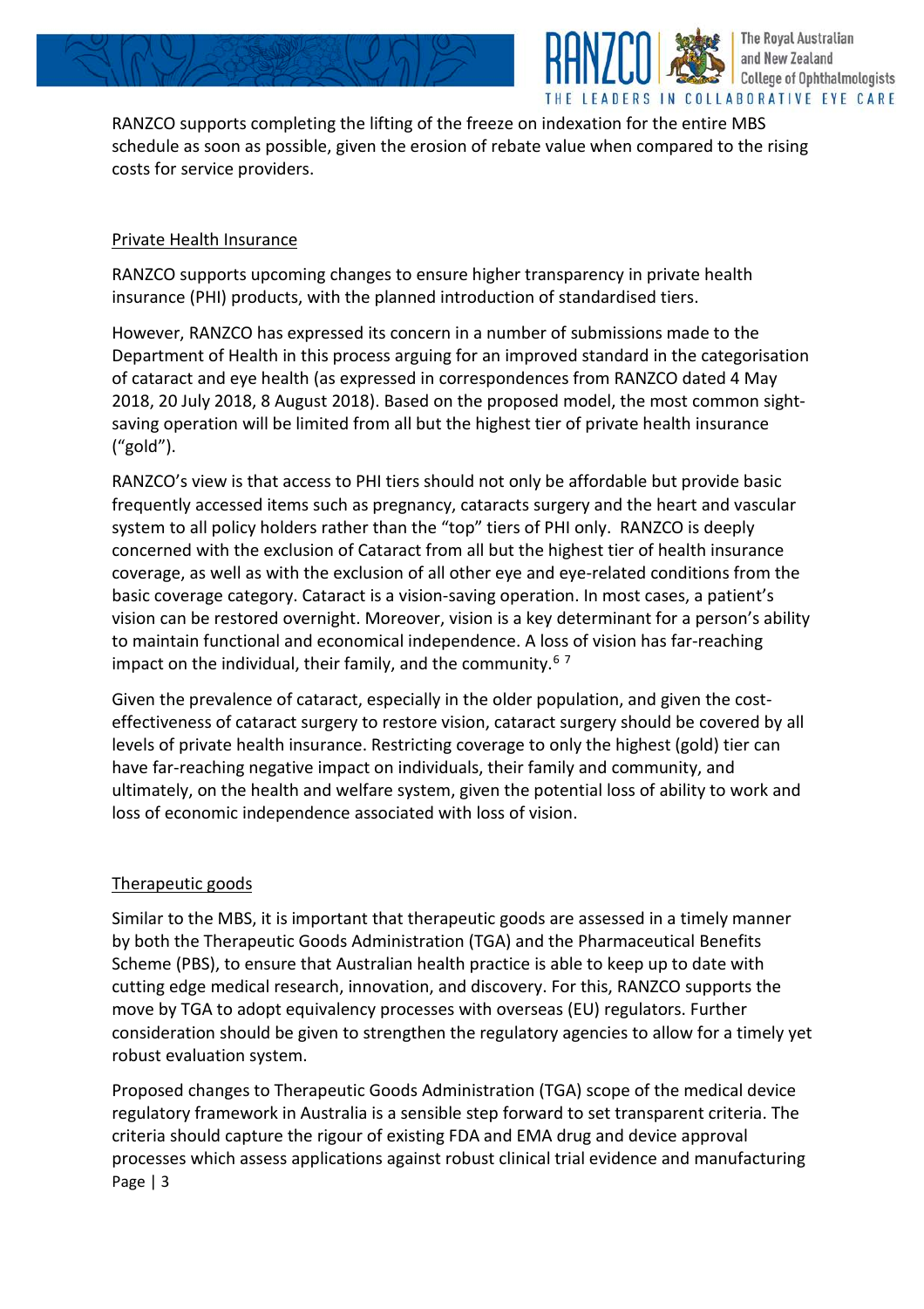RANZCO supports completing the lifting of the freeze on indexation for the entire MBS schedule as soon as possible, given the erosion of rebate value when compared to the rising costs for service providers.

## Private Health Insurance

RANZCO supports upcoming changes to ensure higher transparency in private health insurance (PHI) products, with the planned introduction of standardised tiers.

However, RANZCO has expressed its concern in a number of submissions made to the Department of Health in this process arguing for an improved standard in the categorisation of cataract and eye health (as expressed in correspondences from RANZCO dated 4 May 2018, 20 July 2018, 8 August 2018). Based on the proposed model, the most common sight-saving operation will be limited from all but the highest tier of private health insurance ("gold").

RANZCO's view is that access to PHI tiers should not only be affordable but provide basic frequently accessed items such as pregnancy, cataracts surgery and the heart and vascular system to all policy holders rather than the "top" tiers of PHI only. RANZCO is deeply concerned with the exclusion of Cataract from all but the highest tier of health insurance coverage, as well as with the exclusion of all other eye and eye-related conditions from the basic coverage category. Cataract is a vision-saving operation. In most cases, a patient's vision can be restored overnight. Moreover, vision is a key determinant for a person's ability to maintain functional and economical independence. A loss of vision has far-reaching impact on the individual, their family, and the community.[6 7]

Given the prevalence of cataract, especially in the older population, and given the cost-effectiveness of cataract surgery to restore vision, cataract surgery should be covered by all levels of private health insurance. Restricting coverage to only the highest (gold) tier can have far-reaching negative impact on individuals, their family and community, and ultimately, on the health and welfare system, given the potential loss of ability to work and loss of economic independence associated with loss of vision.

## Therapeutic goods

Similar to the MBS, it is important that therapeutic goods are assessed in a timely manner by both the Therapeutic Goods Administration (TGA) and the Pharmaceutical Benefits Scheme (PBS), to ensure that Australian health practice is able to keep up to date with cutting edge medical research, innovation, and discovery. For this, RANZCO supports the move by TGA to adopt equivalency processes with overseas (EU) regulators. Further consideration should be given to strengthen the regulatory agencies to allow for a timely yet robust evaluation system.

Proposed changes to Therapeutic Goods Administration (TGA) scope of the medical device regulatory framework in Australia is a sensible step forward to set transparent criteria. The criteria should capture the rigour of existing FDA and EMA drug and device approval processes which assess applications against robust clinical trial evidence and manufacturing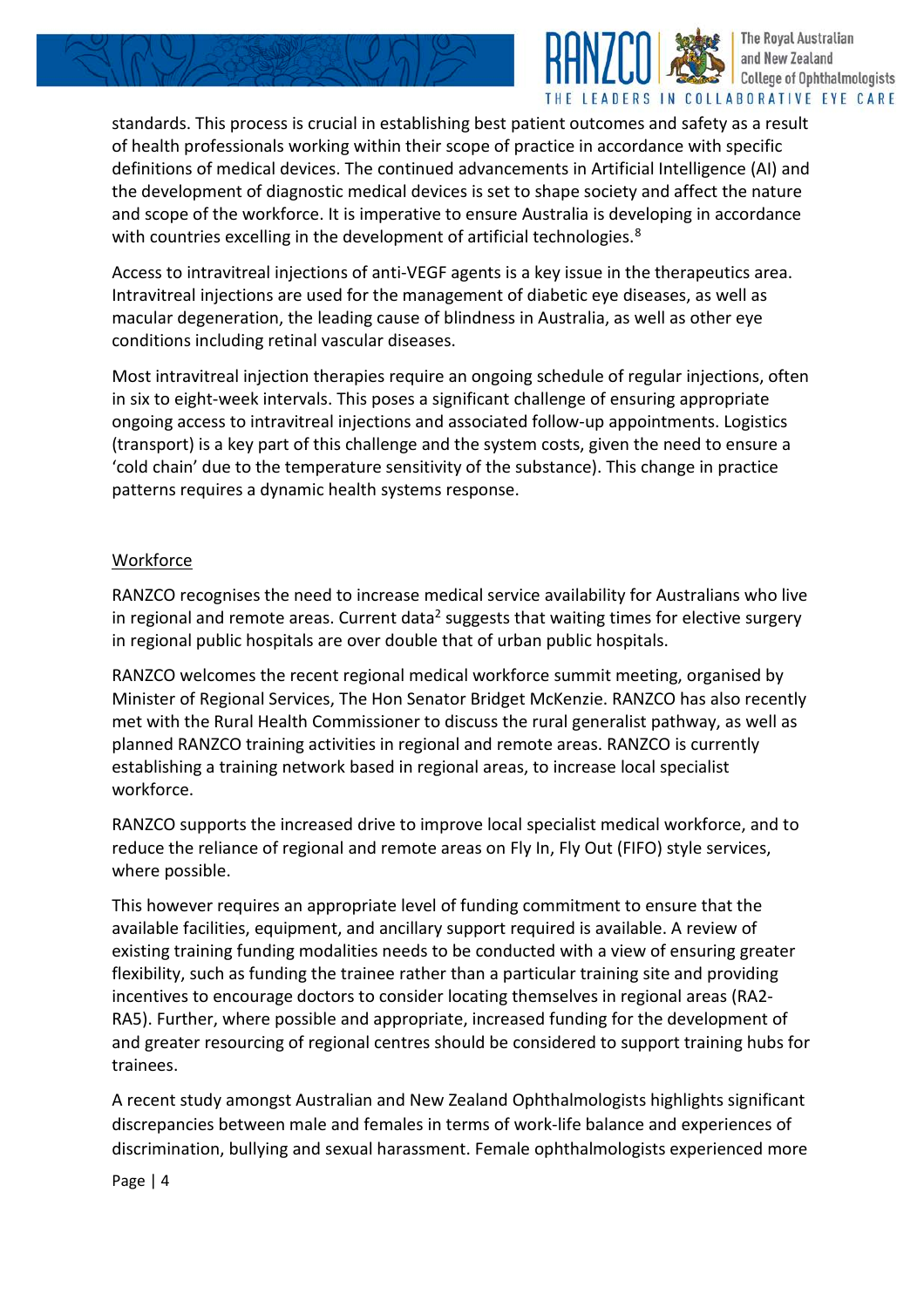standards. This process is crucial in establishing best patient outcomes and safety as a result of health professionals working within their scope of practice in accordance with specific definitions of medical devices. The continued advancements in Artificial Intelligence (AI) and the development of diagnostic medical devices is set to shape society and affect the nature and scope of the workforce. It is imperative to ensure Australia is developing in accordance with countries excelling in the development of artificial technologies.[8]

Access to intravitreal injections of anti-VEGF agents is a key issue in the therapeutics area. Intravitreal injections are used for the management of diabetic eye diseases, as well as macular degeneration, the leading cause of blindness in Australia, as well as other eye conditions including retinal vascular diseases.

Most intravitreal injection therapies require an ongoing schedule of regular injections, often in six to eight-week intervals. This poses a significant challenge of ensuring appropriate ongoing access to intravitreal injections and associated follow-up appointments. Logistics (transport) is a key part of this challenge and the system costs, given the need to ensure a 'cold chain' due to the temperature sensitivity of the substance). This change in practice patterns requires a dynamic health systems response.

## Workforce

RANZCO recognises the need to increase medical service availability for Australians who live in regional and remote areas. Current data[2] suggests that waiting times for elective surgery in regional public hospitals are over double that of urban public hospitals.

RANZCO welcomes the recent regional medical workforce summit meeting, organised by Minister of Regional Services, The Hon Senator Bridget McKenzie. RANZCO has also recently met with the Rural Health Commissioner to discuss the rural generalist pathway, as well as planned RANZCO training activities in regional and remote areas. RANZCO is currently establishing a training network based in regional areas, to increase local specialist workforce.

RANZCO supports the increased drive to improve local specialist medical workforce, and to reduce the reliance of regional and remote areas on Fly In, Fly Out (FIFO) style services, where possible.

This however requires an appropriate level of funding commitment to ensure that the available facilities, equipment, and ancillary support required is available. A review of existing training funding modalities needs to be conducted with a view of ensuring greater flexibility, such as funding the trainee rather than a particular training site and providing incentives to encourage doctors to consider locating themselves in regional areas (RA2-RA5). Further, where possible and appropriate, increased funding for the development of and greater resourcing of regional centres should be considered to support training hubs for trainees.

A recent study amongst Australian and New Zealand Ophthalmologists highlights significant discrepancies between male and females in terms of work-life balance and experiences of discrimination, bullying and sexual harassment. Female ophthalmologists experienced more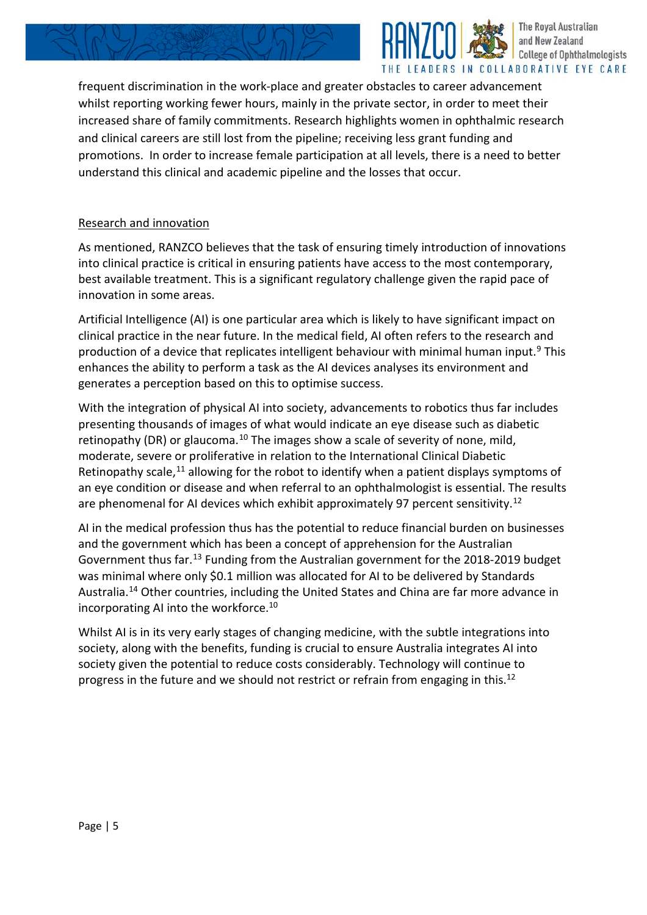frequent discrimination in the work-place and greater obstacles to career advancement whilst reporting working fewer hours, mainly in the private sector, in order to meet their increased share of family commitments. Research highlights women in ophthalmic research and clinical careers are still lost from the pipeline; receiving less grant funding and promotions. In order to increase female participation at all levels, there is a need to better understand this clinical and academic pipeline and the losses that occur.

## Research and innovation

As mentioned, RANZCO believes that the task of ensuring timely introduction of innovations into clinical practice is critical in ensuring patients have access to the most contemporary, best available treatment. This is a significant regulatory challenge given the rapid pace of innovation in some areas.

Artificial Intelligence (AI) is one particular area which is likely to have significant impact on clinical practice in the near future. In the medical field, AI often refers to the research and production of a device that replicates intelligent behaviour with minimal human input.[9] This enhances the ability to perform a task as the AI devices analyses its environment and generates a perception based on this to optimise success.

With the integration of physical AI into society, advancements to robotics thus far includes presenting thousands of images of what would indicate an eye disease such as diabetic retinopathy (DR) or glaucoma.[10] The images show a scale of severity of none, mild, moderate, severe or proliferative in relation to the International Clinical Diabetic Retinopathy scale,[11] allowing for the robot to identify when a patient displays symptoms of an eye condition or disease and when referral to an ophthalmologist is essential. The results are phenomenal for AI devices which exhibit approximately 97 percent sensitivity.[12]

AI in the medical profession thus has the potential to reduce financial burden on businesses and the government which has been a concept of apprehension for the Australian Government thus far.[13] Funding from the Australian government for the 2018-2019 budget was minimal where only $0.1 million was allocated for AI to be delivered by Standards Australia.[14] Other countries, including the United States and China are far more advance in incorporating AI into the workforce.[10]

Whilst AI is in its very early stages of changing medicine, with the subtle integrations into society, along with the benefits, funding is crucial to ensure Australia integrates AI into society given the potential to reduce costs considerably. Technology will continue to progress in the future and we should not restrict or refrain from engaging in this.[12]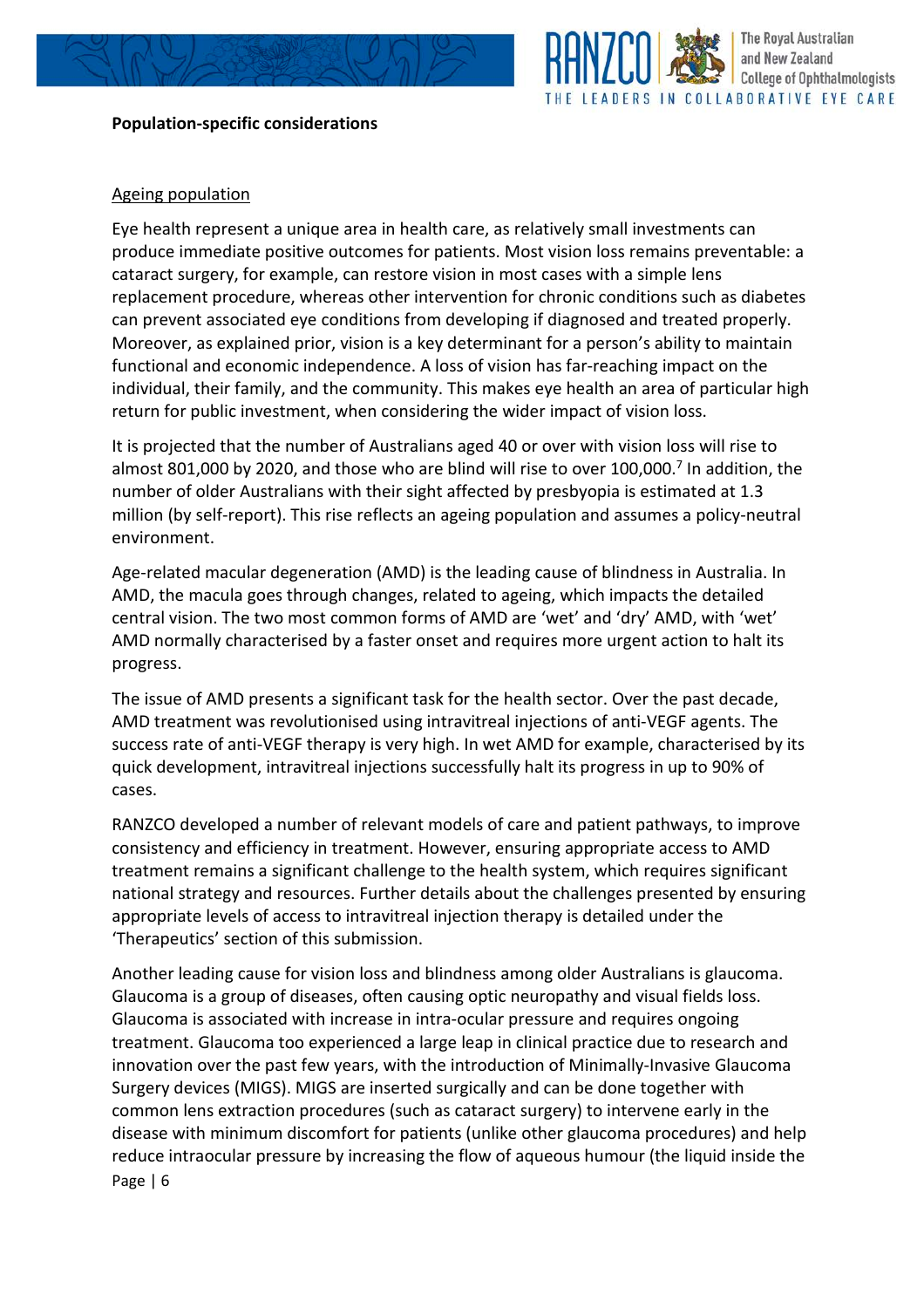**Population-specific considerations**

Ageing population

Eye health represent a unique area in health care, as relatively small investments can produce immediate positive outcomes for patients. Most vision loss remains preventable: a cataract surgery, for example, can restore vision in most cases with a simple lens replacement procedure, whereas other intervention for chronic conditions such as diabetes can prevent associated eye conditions from developing if diagnosed and treated properly. Moreover, as explained prior, vision is a key determinant for a person's ability to maintain functional and economic independence. A loss of vision has far-reaching impact on the individual, their family, and the community. This makes eye health an area of particular high return for public investment, when considering the wider impact of vision loss.

It is projected that the number of Australians aged 40 or over with vision loss will rise to almost 801,000 by 2020, and those who are blind will rise to over 100,000.[7] In addition, the number of older Australians with their sight affected by presbyopia is estimated at 1.3 million (by self-report). This rise reflects an ageing population and assumes a policy-neutral environment.

Age-related macular degeneration (AMD) is the leading cause of blindness in Australia. In AMD, the macula goes through changes, related to ageing, which impacts the detailed central vision. The two most common forms of AMD are 'wet' and 'dry' AMD, with 'wet' AMD normally characterised by a faster onset and requires more urgent action to halt its progress.

The issue of AMD presents a significant task for the health sector. Over the past decade, AMD treatment was revolutionised using intravitreal injections of anti-VEGF agents. The success rate of anti-VEGF therapy is very high. In wet AMD for example, characterised by its quick development, intravitreal injections successfully halt its progress in up to 90% of cases.

RANZCO developed a number of relevant models of care and patient pathways, to improve consistency and efficiency in treatment. However, ensuring appropriate access to AMD treatment remains a significant challenge to the health system, which requires significant national strategy and resources. Further details about the challenges presented by ensuring appropriate levels of access to intravitreal injection therapy is detailed under the 'Therapeutics' section of this submission.

Another leading cause for vision loss and blindness among older Australians is glaucoma. Glaucoma is a group of diseases, often causing optic neuropathy and visual fields loss. Glaucoma is associated with increase in intra-ocular pressure and requires ongoing treatment. Glaucoma too experienced a large leap in clinical practice due to research and innovation over the past few years, with the introduction of Minimally-Invasive Glaucoma Surgery devices (MIGS). MIGS are inserted surgically and can be done together with common lens extraction procedures (such as cataract surgery) to intervene early in the disease with minimum discomfort for patients (unlike other glaucoma procedures) and help reduce intraocular pressure by increasing the flow of aqueous humour (the liquid inside the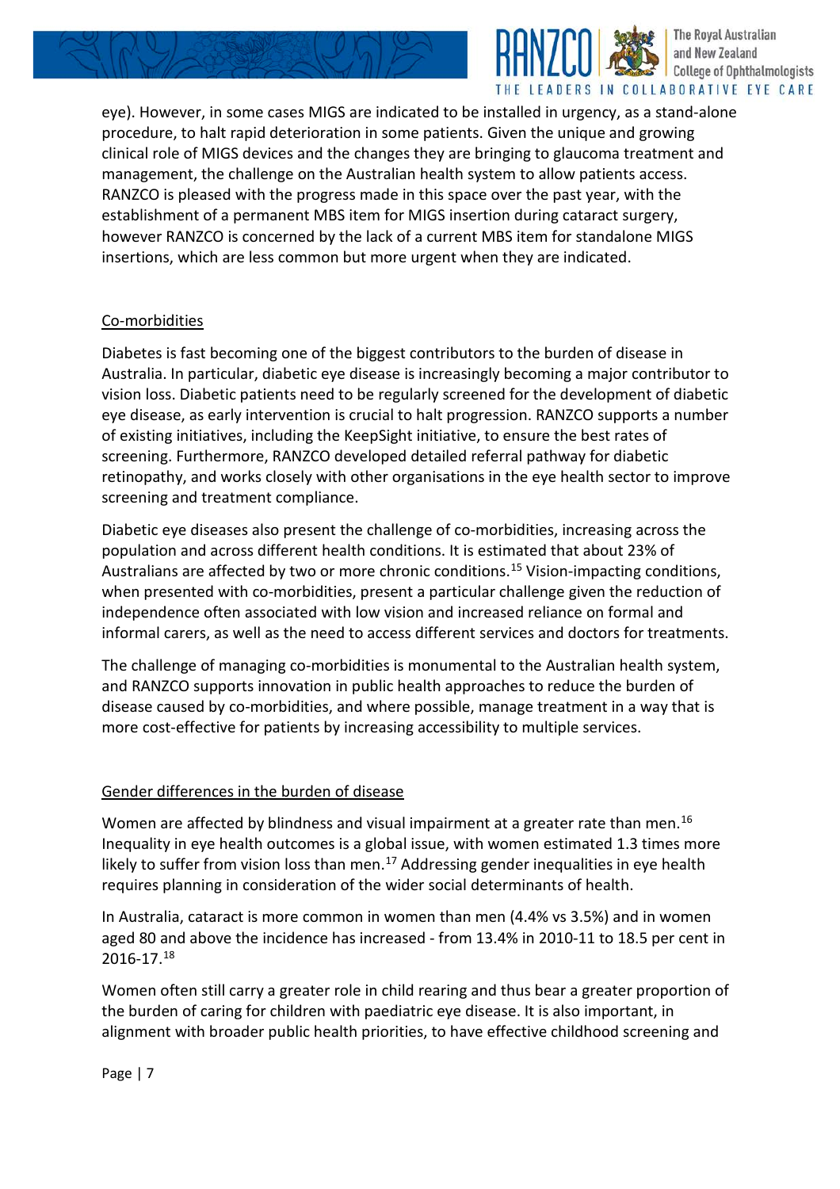eye). However, in some cases MIGS are indicated to be installed in urgency, as a stand-alone procedure, to halt rapid deterioration in some patients. Given the unique and growing clinical role of MIGS devices and the changes they are bringing to glaucoma treatment and management, the challenge on the Australian health system to allow patients access. RANZCO is pleased with the progress made in this space over the past year, with the establishment of a permanent MBS item for MIGS insertion during cataract surgery, however RANZCO is concerned by the lack of a current MBS item for standalone MIGS insertions, which are less common but more urgent when they are indicated.

## Co-morbidities

Diabetes is fast becoming one of the biggest contributors to the burden of disease in Australia. In particular, diabetic eye disease is increasingly becoming a major contributor to vision loss. Diabetic patients need to be regularly screened for the development of diabetic eye disease, as early intervention is crucial to halt progression. RANZCO supports a number of existing initiatives, including the KeepSight initiative, to ensure the best rates of screening. Furthermore, RANZCO developed detailed referral pathway for diabetic retinopathy, and works closely with other organisations in the eye health sector to improve screening and treatment compliance.

Diabetic eye diseases also present the challenge of co-morbidities, increasing across the population and across different health conditions. It is estimated that about 23% of Australians are affected by two or more chronic conditions.[15] Vision-impacting conditions, when presented with co-morbidities, present a particular challenge given the reduction of independence often associated with low vision and increased reliance on formal and informal carers, as well as the need to access different services and doctors for treatments.

The challenge of managing co-morbidities is monumental to the Australian health system, and RANZCO supports innovation in public health approaches to reduce the burden of disease caused by co-morbidities, and where possible, manage treatment in a way that is more cost-effective for patients by increasing accessibility to multiple services.

## Gender differences in the burden of disease

Women are affected by blindness and visual impairment at a greater rate than men.[16] Inequality in eye health outcomes is a global issue, with women estimated 1.3 times more likely to suffer from vision loss than men.[17] Addressing gender inequalities in eye health requires planning in consideration of the wider social determinants of health.

In Australia, cataract is more common in women than men (4.4% vs 3.5%) and in women aged 80 and above the incidence has increased - from 13.4% in 2010-11 to 18.5 per cent in 2016-17.[18]

Women often still carry a greater role in child rearing and thus bear a greater proportion of the burden of caring for children with paediatric eye disease. It is also important, in alignment with broader public health priorities, to have effective childhood screening and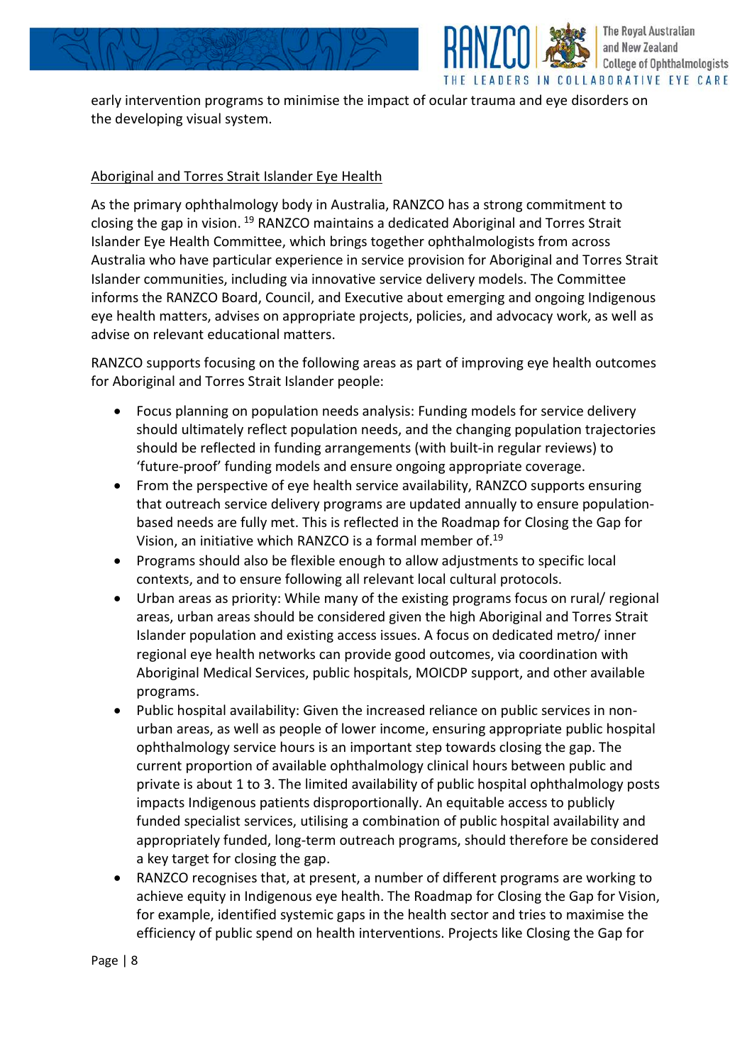early intervention programs to minimise the impact of ocular trauma and eye disorders on the developing visual system.

## Aboriginal and Torres Strait Islander Eye Health

As the primary ophthalmology body in Australia, RANZCO has a strong commitment to closing the gap in vision. [19] RANZCO maintains a dedicated Aboriginal and Torres Strait Islander Eye Health Committee, which brings together ophthalmologists from across Australia who have particular experience in service provision for Aboriginal and Torres Strait Islander communities, including via innovative service delivery models. The Committee informs the RANZCO Board, Council, and Executive about emerging and ongoing Indigenous eye health matters, advises on appropriate projects, policies, and advocacy work, as well as advise on relevant educational matters.

RANZCO supports focusing on the following areas as part of improving eye health outcomes for Aboriginal and Torres Strait Islander people:

- Focus planning on population needs analysis: Funding models for service delivery should ultimately reflect population needs, and the changing population trajectories should be reflected in funding arrangements (with built-in regular reviews) to 'future-proof' funding models and ensure ongoing appropriate coverage.
- From the perspective of eye health service availability, RANZCO supports ensuring that outreach service delivery programs are updated annually to ensure population-based needs are fully met. This is reflected in the Roadmap for Closing the Gap for Vision, an initiative which RANZCO is a formal member of.[19]
- Programs should also be flexible enough to allow adjustments to specific local contexts, and to ensure following all relevant local cultural protocols.
- Urban areas as priority: While many of the existing programs focus on rural/ regional areas, urban areas should be considered given the high Aboriginal and Torres Strait Islander population and existing access issues. A focus on dedicated metro/ inner regional eye health networks can provide good outcomes, via coordination with Aboriginal Medical Services, public hospitals, MOICDP support, and other available programs.
- Public hospital availability: Given the increased reliance on public services in non-urban areas, as well as people of lower income, ensuring appropriate public hospital ophthalmology service hours is an important step towards closing the gap. The current proportion of available ophthalmology clinical hours between public and private is about 1 to 3. The limited availability of public hospital ophthalmology posts impacts Indigenous patients disproportionally. An equitable access to publicly funded specialist services, utilising a combination of public hospital availability and appropriately funded, long-term outreach programs, should therefore be considered a key target for closing the gap.
- RANZCO recognises that, at present, a number of different programs are working to achieve equity in Indigenous eye health. The Roadmap for Closing the Gap for Vision, for example, identified systemic gaps in the health sector and tries to maximise the efficiency of public spend on health interventions. Projects like Closing the Gap for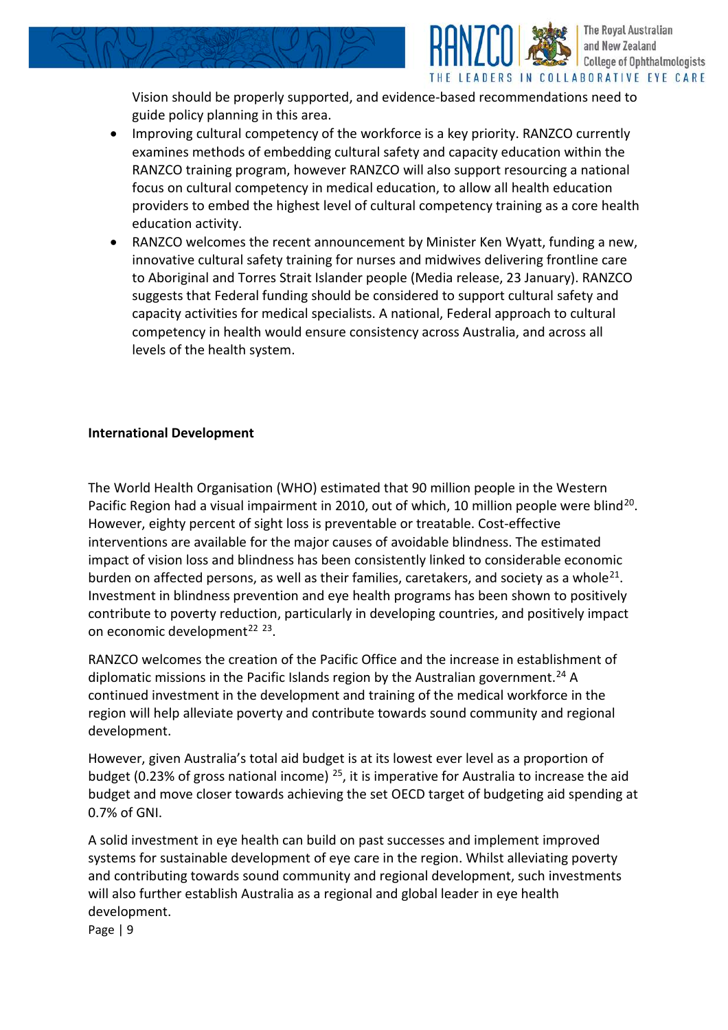Vision should be properly supported, and evidence-based recommendations need to guide policy planning in this area.

- Improving cultural competency of the workforce is a key priority. RANZCO currently examines methods of embedding cultural safety and capacity education within the RANZCO training program, however RANZCO will also support resourcing a national focus on cultural competency in medical education, to allow all health education providers to embed the highest level of cultural competency training as a core health education activity.
- RANZCO welcomes the recent announcement by Minister Ken Wyatt, funding a new, innovative cultural safety training for nurses and midwives delivering frontline care to Aboriginal and Torres Strait Islander people (Media release, 23 January). RANZCO suggests that Federal funding should be considered to support cultural safety and capacity activities for medical specialists. A national, Federal approach to cultural competency in health would ensure consistency across Australia, and across all levels of the health system.

**International Development**

The World Health Organisation (WHO) estimated that 90 million people in the Western Pacific Region had a visual impairment in 2010, out of which, 10 million people were blind[20]. However, eighty percent of sight loss is preventable or treatable. Cost-effective interventions are available for the major causes of avoidable blindness. The estimated impact of vision loss and blindness has been consistently linked to considerable economic burden on affected persons, as well as their families, caretakers, and society as a whole[21]. Investment in blindness prevention and eye health programs has been shown to positively contribute to poverty reduction, particularly in developing countries, and positively impact on economic development[22] [23].

RANZCO welcomes the creation of the Pacific Office and the increase in establishment of diplomatic missions in the Pacific Islands region by the Australian government.[24] A continued investment in the development and training of the medical workforce in the region will help alleviate poverty and contribute towards sound community and regional development.

However, given Australia's total aid budget is at its lowest ever level as a proportion of budget (0.23% of gross national income) [25], it is imperative for Australia to increase the aid budget and move closer towards achieving the set OECD target of budgeting aid spending at 0.7% of GNI.

A solid investment in eye health can build on past successes and implement improved systems for sustainable development of eye care in the region. Whilst alleviating poverty and contributing towards sound community and regional development, such investments will also further establish Australia as a regional and global leader in eye health development.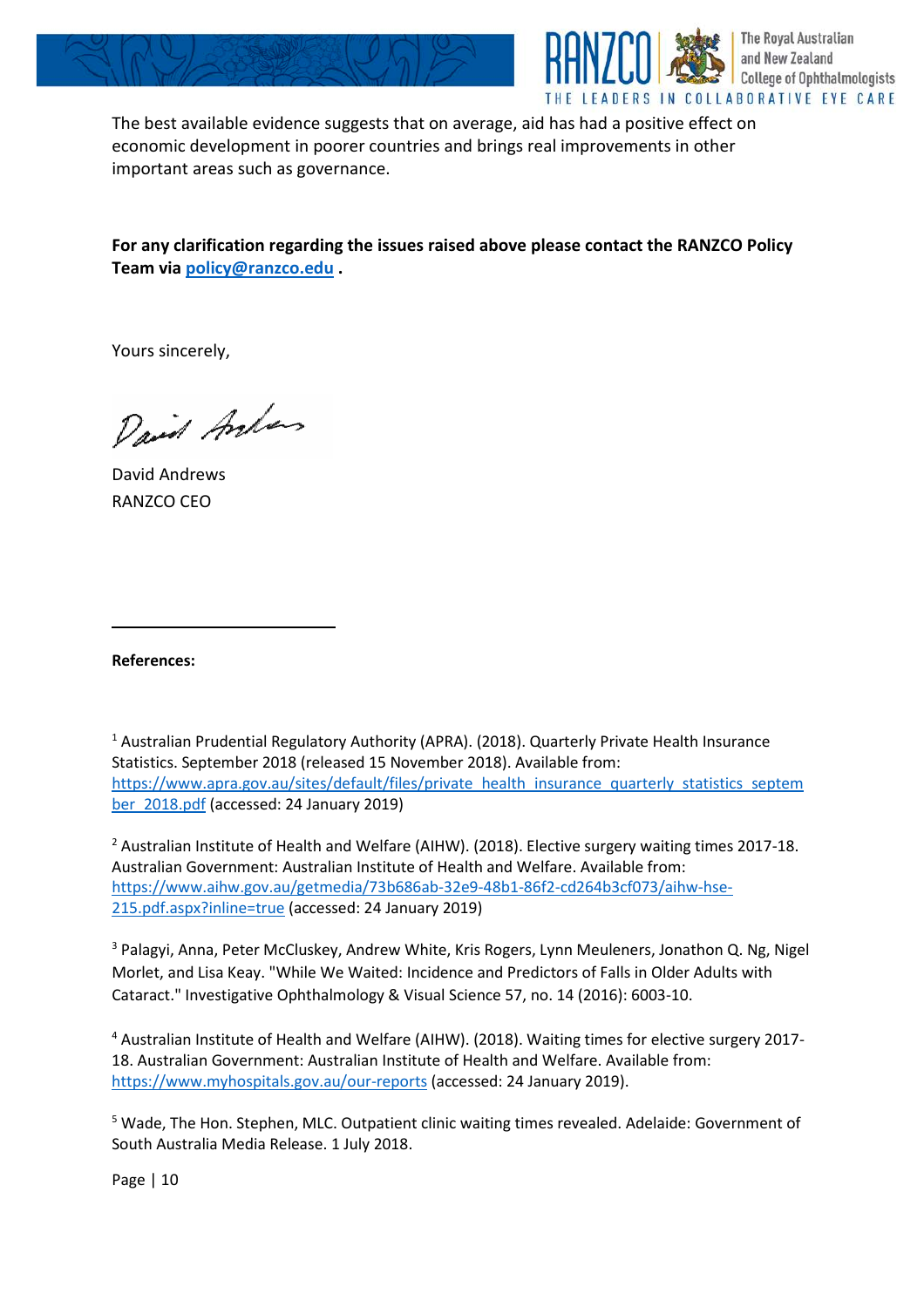The best available evidence suggests that on average, aid has had a positive effect on economic development in poorer countries and brings real improvements in other important areas such as governance.

**For any clarification regarding the issues raised above please contact the RANZCO Policy Team via [policy@ranzco.edu](mailto:policy@ranzco.edu) .**

Yours sincerely,

David Andrews
RANZCO CEO

---

**References:**

[1] Australian Prudential Regulatory Authority (APRA). (2018). Quarterly Private Health Insurance Statistics. September 2018 (released 15 November 2018). Available from: https://www.apra.gov.au/sites/default/files/private_health_insurance_quarterly_statistics_september_2018.pdf (accessed: 24 January 2019)

[2] Australian Institute of Health and Welfare (AIHW). (2018). Elective surgery waiting times 2017-18. Australian Government: Australian Institute of Health and Welfare. Available from: https://www.aihw.gov.au/getmedia/73b686ab-32e9-48b1-86f2-cd264b3cf073/aihw-hse-215.pdf.aspx?inline=true (accessed: 24 January 2019)

[3] Palagyi, Anna, Peter McCluskey, Andrew White, Kris Rogers, Lynn Meuleners, Jonathon Q. Ng, Nigel Morlet, and Lisa Keay. "While We Waited: Incidence and Predictors of Falls in Older Adults with Cataract." Investigative Ophthalmology & Visual Science 57, no. 14 (2016): 6003-10.

[4] Australian Institute of Health and Welfare (AIHW). (2018). Waiting times for elective surgery 2017-18. Australian Government: Australian Institute of Health and Welfare. Available from: https://www.myhospitals.gov.au/our-reports (accessed: 24 January 2019).

[5] Wade, The Hon. Stephen, MLC. Outpatient clinic waiting times revealed. Adelaide: Government of South Australia Media Release. 1 July 2018.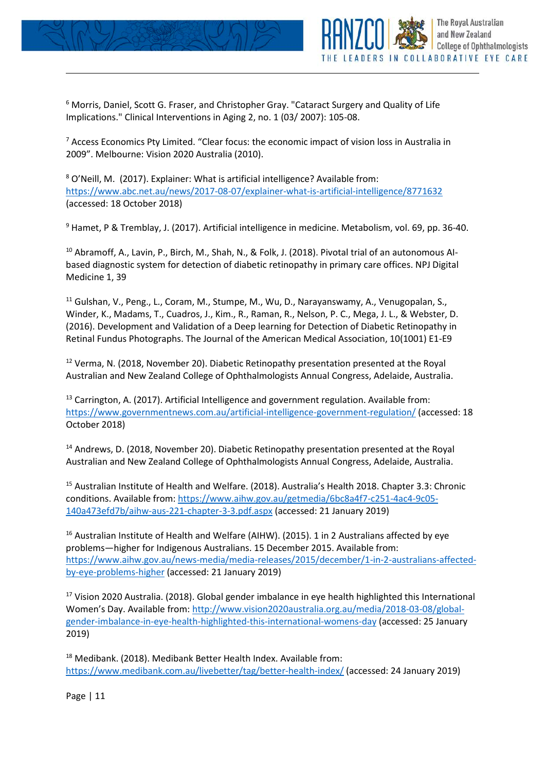[6] Morris, Daniel, Scott G. Fraser, and Christopher Gray. "Cataract Surgery and Quality of Life Implications." Clinical Interventions in Aging 2, no. 1 (03/ 2007): 105-08.

[7] Access Economics Pty Limited. “Clear focus: the economic impact of vision loss in Australia in 2009”. Melbourne: Vision 2020 Australia (2010).

[8] O’Neill, M. (2017). Explainer: What is artificial intelligence? Available from: https://www.abc.net.au/news/2017-08-07/explainer-what-is-artificial-intelligence/8771632 (accessed: 18 October 2018)

[9] Hamet, P & Tremblay, J. (2017). Artificial intelligence in medicine. Metabolism, vol. 69, pp. 36-40.

[10] Abramoff, A., Lavin, P., Birch, M., Shah, N., & Folk, J. (2018). Pivotal trial of an autonomous AI-based diagnostic system for detection of diabetic retinopathy in primary care offices. NPJ Digital Medicine 1, 39

[11] Gulshan, V., Peng., L., Coram, M., Stumpe, M., Wu, D., Narayanswamy, A., Venugopalan, S., Winder, K., Madams, T., Cuadros, J., Kim., R., Raman, R., Nelson, P. C., Mega, J. L., & Webster, D. (2016). Development and Validation of a Deep learning for Detection of Diabetic Retinopathy in Retinal Fundus Photographs. The Journal of the American Medical Association, 10(1001) E1-E9

[12] Verma, N. (2018, November 20). Diabetic Retinopathy presentation presented at the Royal Australian and New Zealand College of Ophthalmologists Annual Congress, Adelaide, Australia.

[13] Carrington, A. (2017). Artificial Intelligence and government regulation. Available from: https://www.governmentnews.com.au/artificial-intelligence-government-regulation/ (accessed: 18 October 2018)

[14] Andrews, D. (2018, November 20). Diabetic Retinopathy presentation presented at the Royal Australian and New Zealand College of Ophthalmologists Annual Congress, Adelaide, Australia.

[15] Australian Institute of Health and Welfare. (2018). Australia’s Health 2018. Chapter 3.3: Chronic conditions. Available from: https://www.aihw.gov.au/getmedia/6bc8a4f7-c251-4ac4-9c05-140a473efd7b/aihw-aus-221-chapter-3-3.pdf.aspx (accessed: 21 January 2019)

[16] Australian Institute of Health and Welfare (AIHW). (2015). 1 in 2 Australians affected by eye problems—higher for Indigenous Australians. 15 December 2015. Available from: https://www.aihw.gov.au/news-media/media-releases/2015/december/1-in-2-australians-affected-by-eye-problems-higher (accessed: 21 January 2019)

[17] Vision 2020 Australia. (2018). Global gender imbalance in eye health highlighted this International Women’s Day. Available from: http://www.vision2020australia.org.au/media/2018-03-08/global-gender-imbalance-in-eye-health-highlighted-this-international-womens-day (accessed: 25 January 2019)

[18] Medibank. (2018). Medibank Better Health Index. Available from: https://www.medibank.com.au/livebetter/tag/better-health-index/ (accessed: 24 January 2019)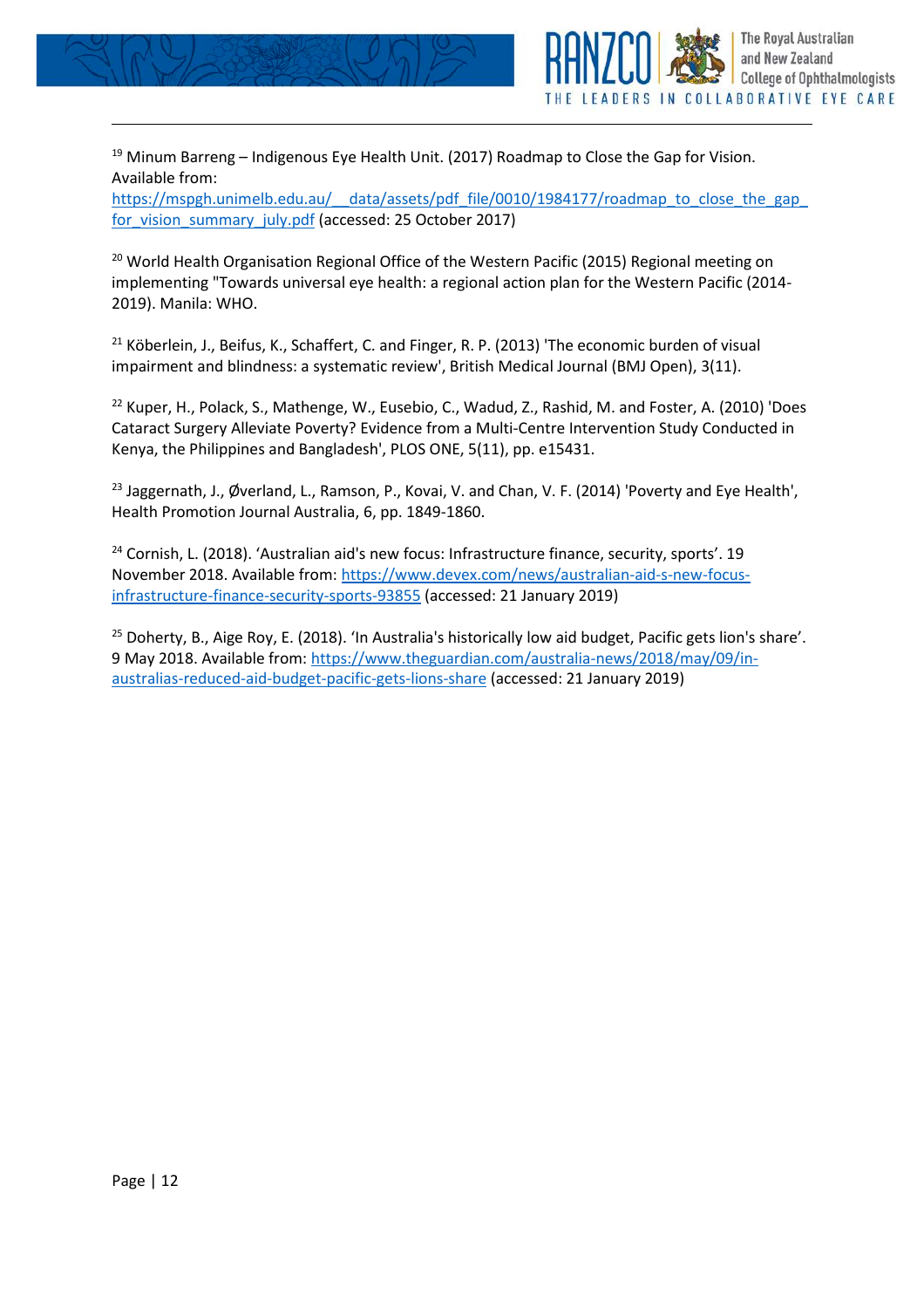[19] Minum Barreng – Indigenous Eye Health Unit. (2017) Roadmap to Close the Gap for Vision. Available from: https://mspgh.unimelb.edu.au/__data/assets/pdf_file/0010/1984177/roadmap_to_close_the_gap_for_vision_summary_july.pdf (accessed: 25 October 2017)

[20] World Health Organisation Regional Office of the Western Pacific (2015) Regional meeting on implementing "Towards universal eye health: a regional action plan for the Western Pacific (2014-2019). Manila: WHO.

[21] Köberlein, J., Beifus, K., Schaffert, C. and Finger, R. P. (2013) 'The economic burden of visual impairment and blindness: a systematic review', British Medical Journal (BMJ Open), 3(11).

[22] Kuper, H., Polack, S., Mathenge, W., Eusebio, C., Wadud, Z., Rashid, M. and Foster, A. (2010) 'Does Cataract Surgery Alleviate Poverty? Evidence from a Multi-Centre Intervention Study Conducted in Kenya, the Philippines and Bangladesh', PLOS ONE, 5(11), pp. e15431.

[23] Jaggernath, J., Øverland, L., Ramson, P., Kovai, V. and Chan, V. F. (2014) 'Poverty and Eye Health', Health Promotion Journal Australia, 6, pp. 1849-1860.

[24] Cornish, L. (2018). 'Australian aid's new focus: Infrastructure finance, security, sports'. 19 November 2018. Available from: https://www.devex.com/news/australian-aid-s-new-focus-infrastructure-finance-security-sports-93855 (accessed: 21 January 2019)

[25] Doherty, B., Aige Roy, E. (2018). 'In Australia's historically low aid budget, Pacific gets lion's share'. 9 May 2018. Available from: https://www.theguardian.com/australia-news/2018/may/09/in-australias-reduced-aid-budget-pacific-gets-lions-share (accessed: 21 January 2019)